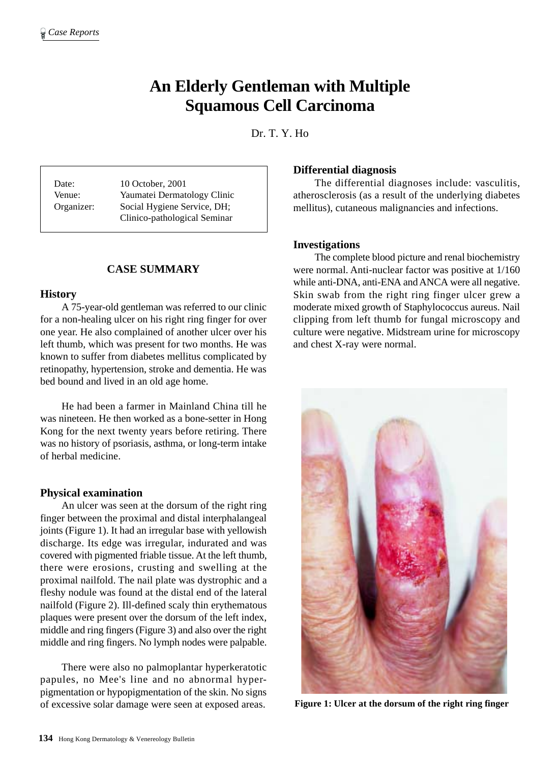# An Elderly Gentleman with Multiple Squamous Cell Carcinoma

Dr. T. Y. Ho

| | |
|---|---|
| Date: | 10 October, 2001 |
| Venue: | Yaumatei Dermatology Clinic |
| Organizer: | Social Hygiene Service, DH; Clinico-pathological Seminar |

## CASE SUMMARY

### History

A 75-year-old gentleman was referred to our clinic for a non-healing ulcer on his right ring finger for over one year. He also complained of another ulcer over his left thumb, which was present for two months. He was known to suffer from diabetes mellitus complicated by retinopathy, hypertension, stroke and dementia. He was bed bound and lived in an old age home.

He had been a farmer in Mainland China till he was nineteen. He then worked as a bone-setter in Hong Kong for the next twenty years before retiring. There was no history of psoriasis, asthma, or long-term intake of herbal medicine.

### Physical examination

An ulcer was seen at the dorsum of the right ring finger between the proximal and distal interphalangeal joints (Figure 1). It had an irregular base with yellowish discharge. Its edge was irregular, indurated and was covered with pigmented friable tissue. At the left thumb, there were erosions, crusting and swelling at the proximal nailfold. The nail plate was dystrophic and a fleshy nodule was found at the distal end of the lateral nailfold (Figure 2). Ill-defined scaly thin erythematous plaques were present over the dorsum of the left index, middle and ring fingers (Figure 3) and also over the right middle and ring fingers. No lymph nodes were palpable.

There were also no palmoplantar hyperkeratotic papules, no Mee's line and no abnormal hyper-pigmentation or hypopigmentation of the skin. No signs of excessive solar damage were seen at exposed areas.

### Differential diagnosis

The differential diagnoses include: vasculitis, atherosclerosis (as a result of the underlying diabetes mellitus), cutaneous malignancies and infections.

### Investigations

The complete blood picture and renal biochemistry were normal. Anti-nuclear factor was positive at 1/160 while anti-DNA, anti-ENA and ANCA were all negative. Skin swab from the right ring finger ulcer grew a moderate mixed growth of Staphylococcus aureus. Nail clipping from left thumb for fungal microscopy and culture were negative. Midstream urine for microscopy and chest X-ray were normal.

**Figure 1: Ulcer at the dorsum of the right ring finger**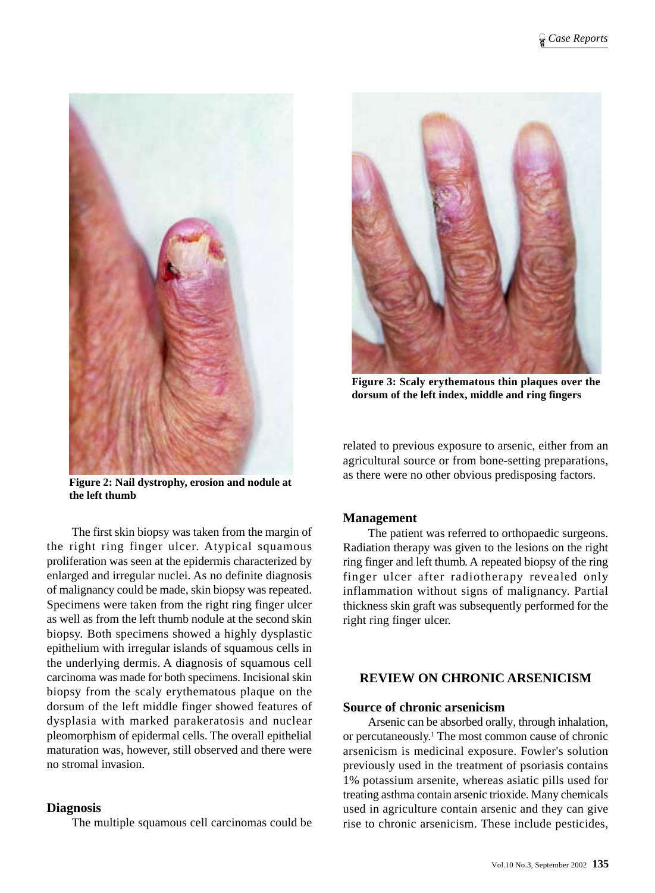Figure 2: Nail dystrophy, erosion and nodule at the left thumb

The first skin biopsy was taken from the margin of the right ring finger ulcer. Atypical squamous proliferation was seen at the epidermis characterized by enlarged and irregular nuclei. As no definite diagnosis of malignancy could be made, skin biopsy was repeated. Specimens were taken from the right ring finger ulcer as well as from the left thumb nodule at the second skin biopsy. Both specimens showed a highly dysplastic epithelium with irregular islands of squamous cells in the underlying dermis. A diagnosis of squamous cell carcinoma was made for both specimens. Incisional skin biopsy from the scaly erythematous plaque on the dorsum of the left middle finger showed features of dysplasia with marked parakeratosis and nuclear pleomorphism of epidermal cells. The overall epithelial maturation was, however, still observed and there were no stromal invasion.

### Diagnosis

The multiple squamous cell carcinomas could be related to previous exposure to arsenic, either from an agricultural source or from bone-setting preparations, as there were no other obvious predisposing factors.

Figure 3: Scaly erythematous thin plaques over the dorsum of the left index, middle and ring fingers

### Management

The patient was referred to orthopaedic surgeons. Radiation therapy was given to the lesions on the right ring finger and left thumb. A repeated biopsy of the ring finger ulcer after radiotherapy revealed only inflammation without signs of malignancy. Partial thickness skin graft was subsequently performed for the right ring finger ulcer.

## REVIEW ON CHRONIC ARSENICISM

### Source of chronic arsenicism

Arsenic can be absorbed orally, through inhalation, or percutaneously.[1] The most common cause of chronic arsenicism is medicinal exposure. Fowler's solution previously used in the treatment of psoriasis contains 1% potassium arsenite, whereas asiatic pills used for treating asthma contain arsenic trioxide. Many chemicals used in agriculture contain arsenic and they can give rise to chronic arsenicism. These include pesticides,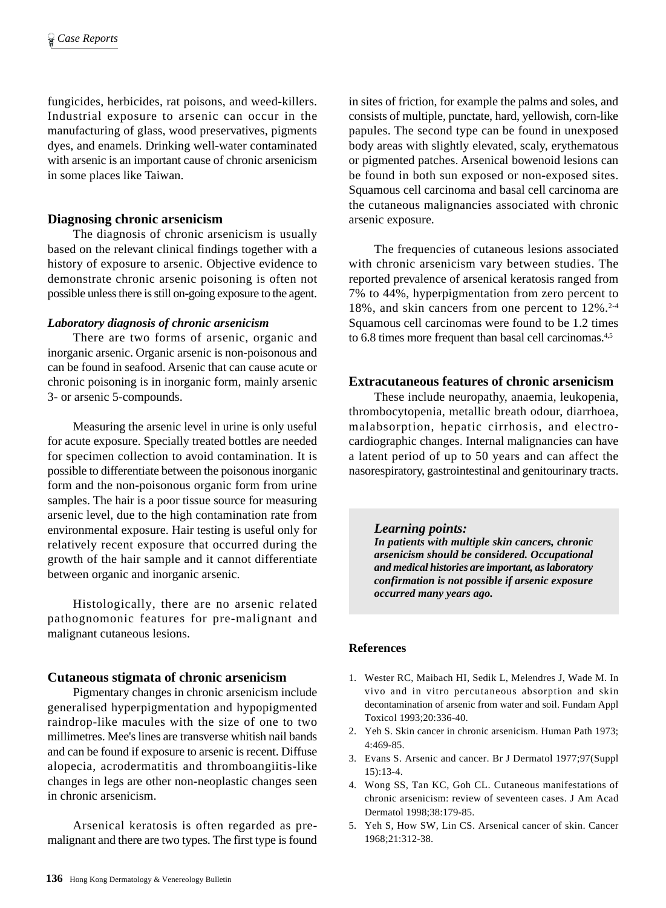fungicides, herbicides, rat poisons, and weed-killers. Industrial exposure to arsenic can occur in the manufacturing of glass, wood preservatives, pigments dyes, and enamels. Drinking well-water contaminated with arsenic is an important cause of chronic arsenicism in some places like Taiwan.

## Diagnosing chronic arsenicism

The diagnosis of chronic arsenicism is usually based on the relevant clinical findings together with a history of exposure to arsenic. Objective evidence to demonstrate chronic arsenic poisoning is often not possible unless there is still on-going exposure to the agent.

### *Laboratory diagnosis of chronic arsenicism*

There are two forms of arsenic, organic and inorganic arsenic. Organic arsenic is non-poisonous and can be found in seafood. Arsenic that can cause acute or chronic poisoning is in inorganic form, mainly arsenic 3- or arsenic 5-compounds.

Measuring the arsenic level in urine is only useful for acute exposure. Specially treated bottles are needed for specimen collection to avoid contamination. It is possible to differentiate between the poisonous inorganic form and the non-poisonous organic form from urine samples. The hair is a poor tissue source for measuring arsenic level, due to the high contamination rate from environmental exposure. Hair testing is useful only for relatively recent exposure that occurred during the growth of the hair sample and it cannot differentiate between organic and inorganic arsenic.

Histologically, there are no arsenic related pathognomonic features for pre-malignant and malignant cutaneous lesions.

## Cutaneous stigmata of chronic arsenicism

Pigmentary changes in chronic arsenicism include generalised hyperpigmentation and hypopigmented raindrop-like macules with the size of one to two millimetres. Mee's lines are transverse whitish nail bands and can be found if exposure to arsenic is recent. Diffuse alopecia, acrodermatitis and thromboangiitis-like changes in legs are other non-neoplastic changes seen in chronic arsenicism.

Arsenical keratosis is often regarded as pre-malignant and there are two types. The first type is found in sites of friction, for example the palms and soles, and consists of multiple, punctate, hard, yellowish, corn-like papules. The second type can be found in unexposed body areas with slightly elevated, scaly, erythematous or pigmented patches. Arsenical bowenoid lesions can be found in both sun exposed or non-exposed sites. Squamous cell carcinoma and basal cell carcinoma are the cutaneous malignancies associated with chronic arsenic exposure.

The frequencies of cutaneous lesions associated with chronic arsenicism vary between studies. The reported prevalence of arsenical keratosis ranged from 7% to 44%, hyperpigmentation from zero percent to 18%, and skin cancers from one percent to 12%.[2-4] Squamous cell carcinomas were found to be 1.2 times to 6.8 times more frequent than basal cell carcinomas.[4,5]

## Extracutaneous features of chronic arsenicism

These include neuropathy, anaemia, leukopenia, thrombocytopenia, metallic breath odour, diarrhoea, malabsorption, hepatic cirrhosis, and electro-cardiographic changes. Internal malignancies can have a latent period of up to 50 years and can affect the nasorespiratory, gastrointestinal and genitourinary tracts.

> ***Learning points:***
> ***In patients with multiple skin cancers, chronic arsenicism should be considered. Occupational and medical histories are important, as laboratory confirmation is not possible if arsenic exposure occurred many years ago.***

## References

1. Wester RC, Maibach HI, Sedik L, Melendres J, Wade M. In vivo and in vitro percutaneous absorption and skin decontamination of arsenic from water and soil. Fundam Appl Toxicol 1993;20:336-40.
2. Yeh S. Skin cancer in chronic arsenicism. Human Path 1973; 4:469-85.
3. Evans S. Arsenic and cancer. Br J Dermatol 1977;97(Suppl 15):13-4.
4. Wong SS, Tan KC, Goh CL. Cutaneous manifestations of chronic arsenicism: review of seventeen cases. J Am Acad Dermatol 1998;38:179-85.
5. Yeh S, How SW, Lin CS. Arsenical cancer of skin. Cancer 1968;21:312-38.